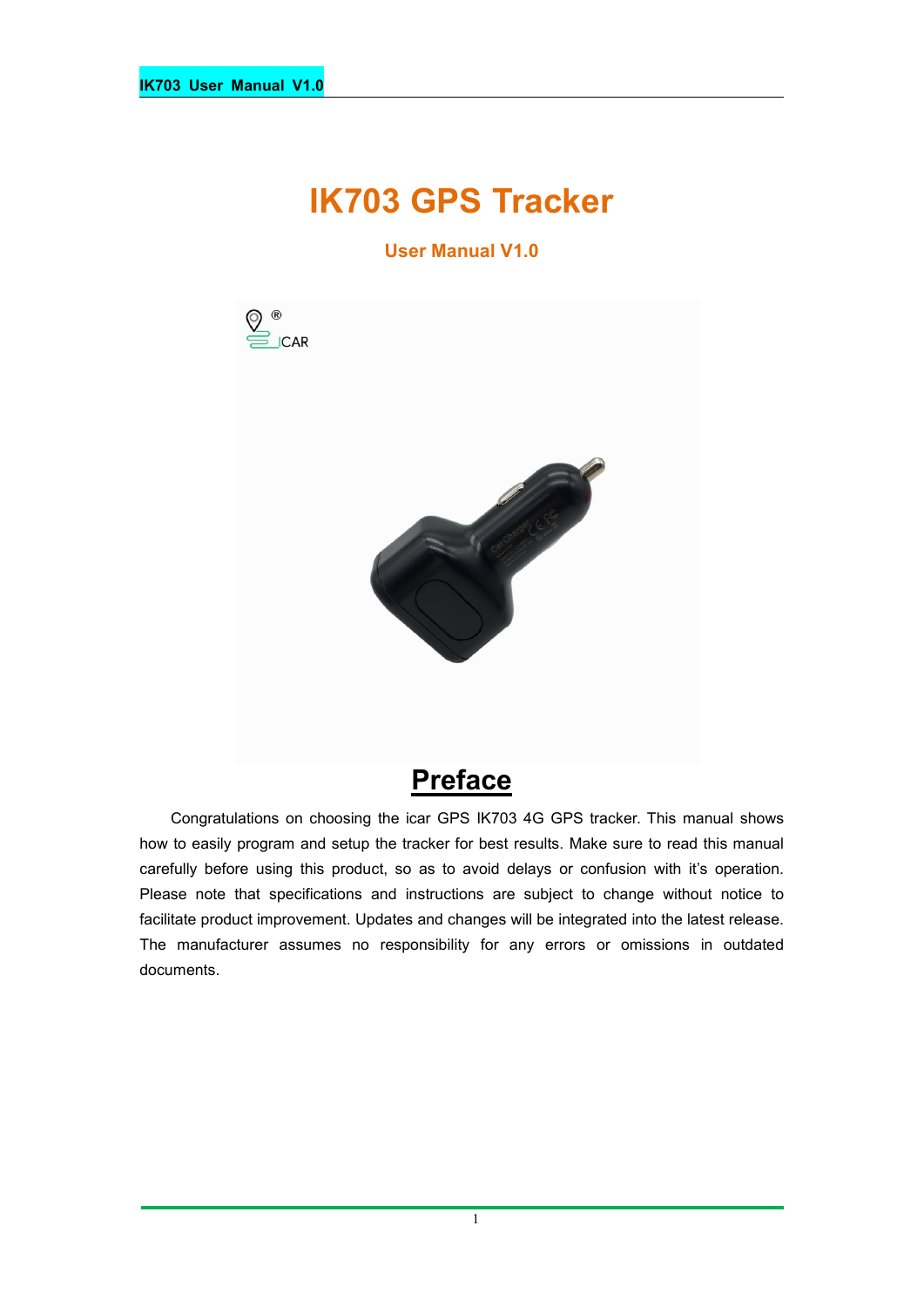# IK703 GPS Tracker

### User Manual V1.0

## Preface

Congratulations on choosing the icar GPS IK703 4G GPS tracker. This manual shows how to easily program and setup the tracker for best results. Make sure to read this manual carefully before using this product, so as to avoid delays or confusion with it's operation. Please note that specifications and instructions are subject to change without notice to facilitate product improvement. Updates and changes will be integrated into the latest release. The manufacturer assumes no responsibility for any errors or omissions in outdated documents.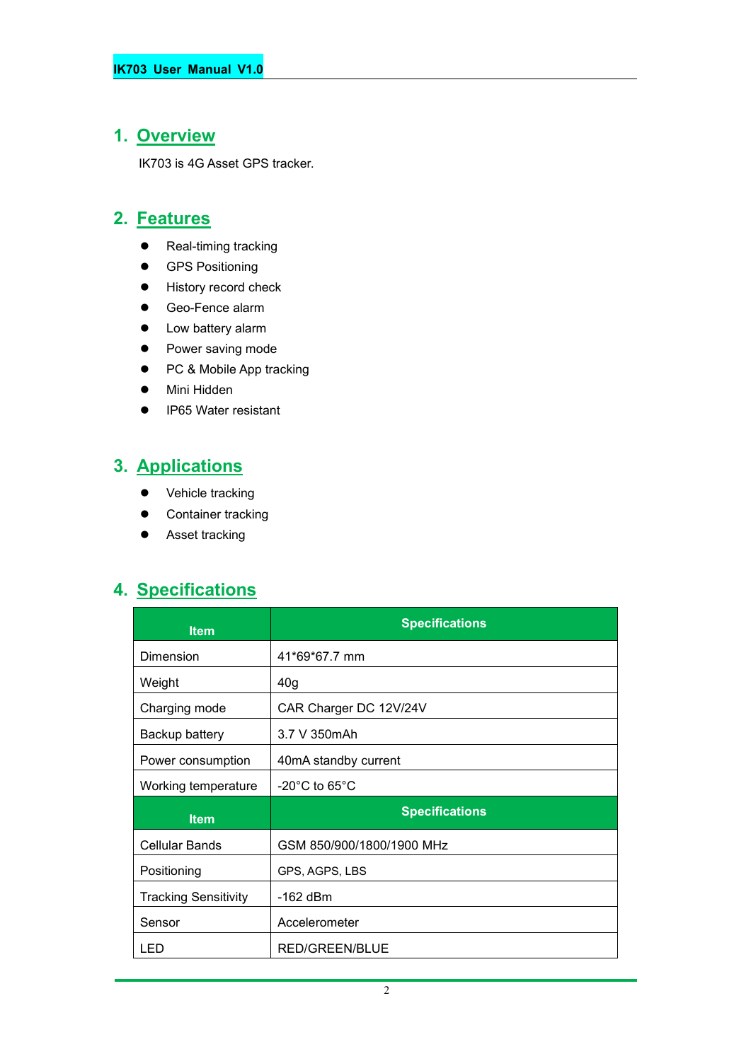## 1. Overview

IK703 is 4G Asset GPS tracker.

## 2. Features

- Real-timing tracking
- GPS Positioning
- History record check
- Geo-Fence alarm
- Low battery alarm
- Power saving mode
- PC & Mobile App tracking
- Mini Hidden
- IP65 Water resistant

## 3. Applications

- Vehicle tracking
- Container tracking
- Asset tracking

## 4. Specifications

| Item | Specifications |
|---|---|
| Dimension | 41*69*67.7 mm |
| Weight | 40g |
| Charging mode | CAR Charger DC 12V/24V |
| Backup battery | 3.7 V 350mAh |
| Power consumption | 40mA standby current |
| Working temperature | -20°C to 65°C |
| **Item** | **Specifications** |
| Cellular Bands | GSM 850/900/1800/1900 MHz |
| Positioning | GPS, AGPS, LBS |
| Tracking Sensitivity | -162 dBm |
| Sensor | Accelerometer |
| LED | RED/GREEN/BLUE |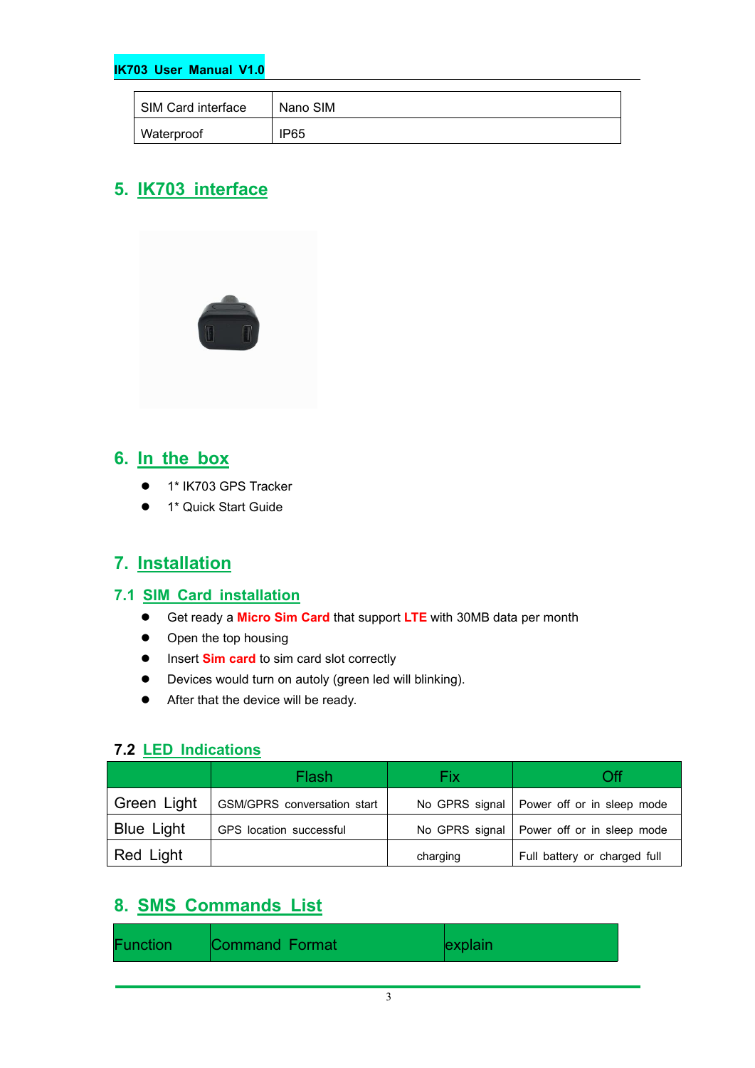| SIM Card interface | Nano SIM |
|---|---|
| Waterproof | IP65 |

## 5. IK703 interface

## 6. In the box

- 1* IK703 GPS Tracker
- 1* Quick Start Guide

## 7. Installation

### 7.1 SIM Card installation

- Get ready a **Micro Sim Card** that support **LTE** with 30MB data per month
- Open the top housing
- Insert **Sim card** to sim card slot correctly
- Devices would turn on autoly (green led will blinking).
- After that the device will be ready.

### 7.2 LED Indications

| | Flash | Fix | Off |
|---|---|---|---|
| Green Light | GSM/GPRS conversation start | No GPRS signal | Power off or in sleep mode |
| Blue Light | GPS location successful | No GPRS signal | Power off or in sleep mode |
| Red Light | | charging | Full battery or charged full |

## 8. SMS Commands List

| Function | Command Format | explain |
|---|---|---|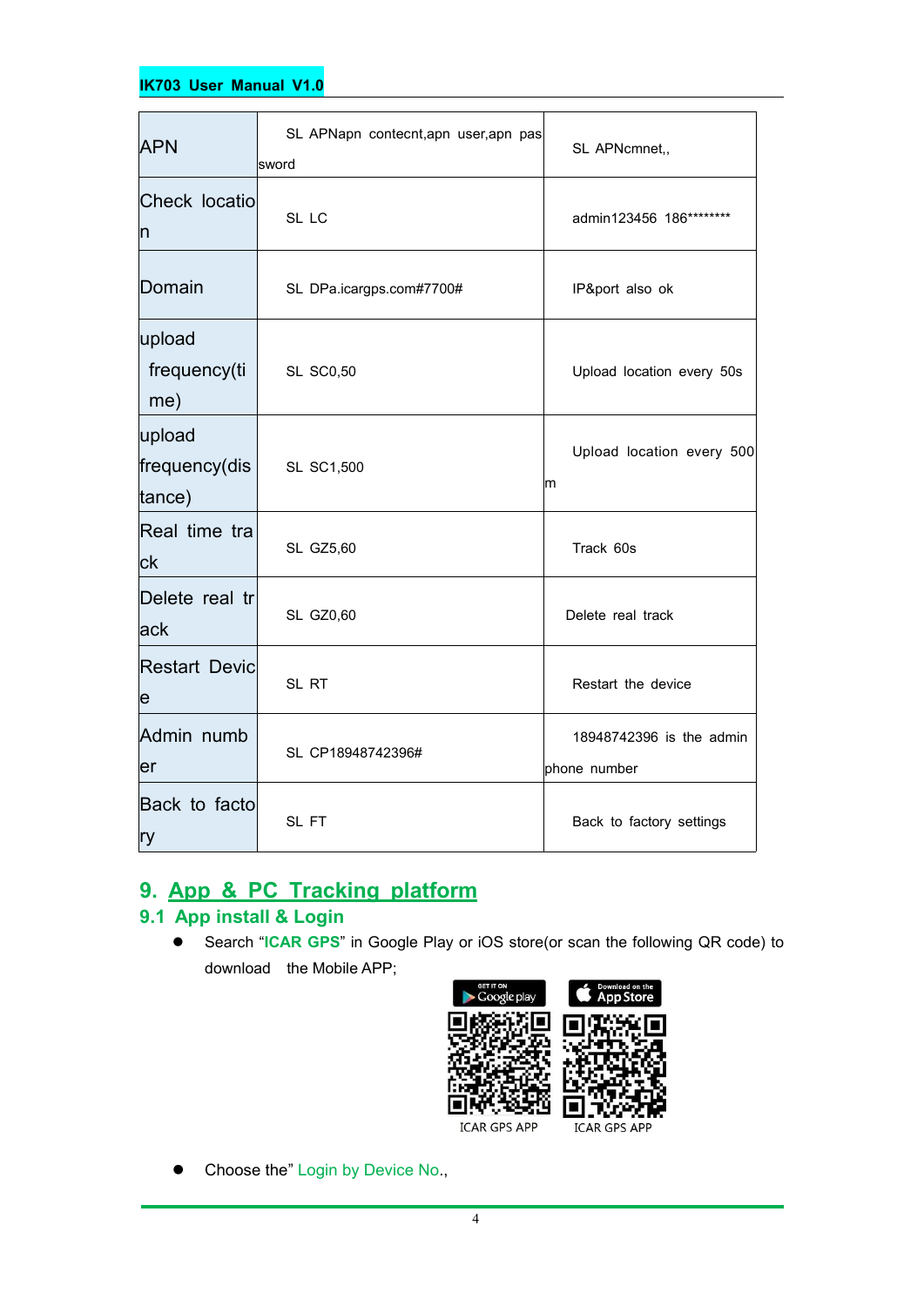| APN | SL APNapn contecnt,apn user,apn password | SL APNcmnet,, |
|---|---|---|
| Check location | SL LC | admin123456 186******** |
| Domain | SL DPa.icargps.com#7700# | IP&port also ok |
| upload frequency(time) | SL SC0,50 | Upload location every 50s |
| upload frequency(distance) | SL SC1,500 | Upload location every 500m |
| Real time track | SL GZ5,60 | Track 60s |
| Delete real track | SL GZ0,60 | Delete real track |
| Restart Device | SL RT | Restart the device |
| Admin number | SL CP18948742396# | 18948742396 is the admin phone number |
| Back to factory | SL FT | Back to factory settings |

# 9. App & PC Tracking platform

## 9.1 App install & Login

- Search "**ICAR GPS**" in Google Play or iOS store(or scan the following QR code) to download the Mobile APP;

ICAR GPS APP    ICAR GPS APP

- Choose the" Login by Device No.,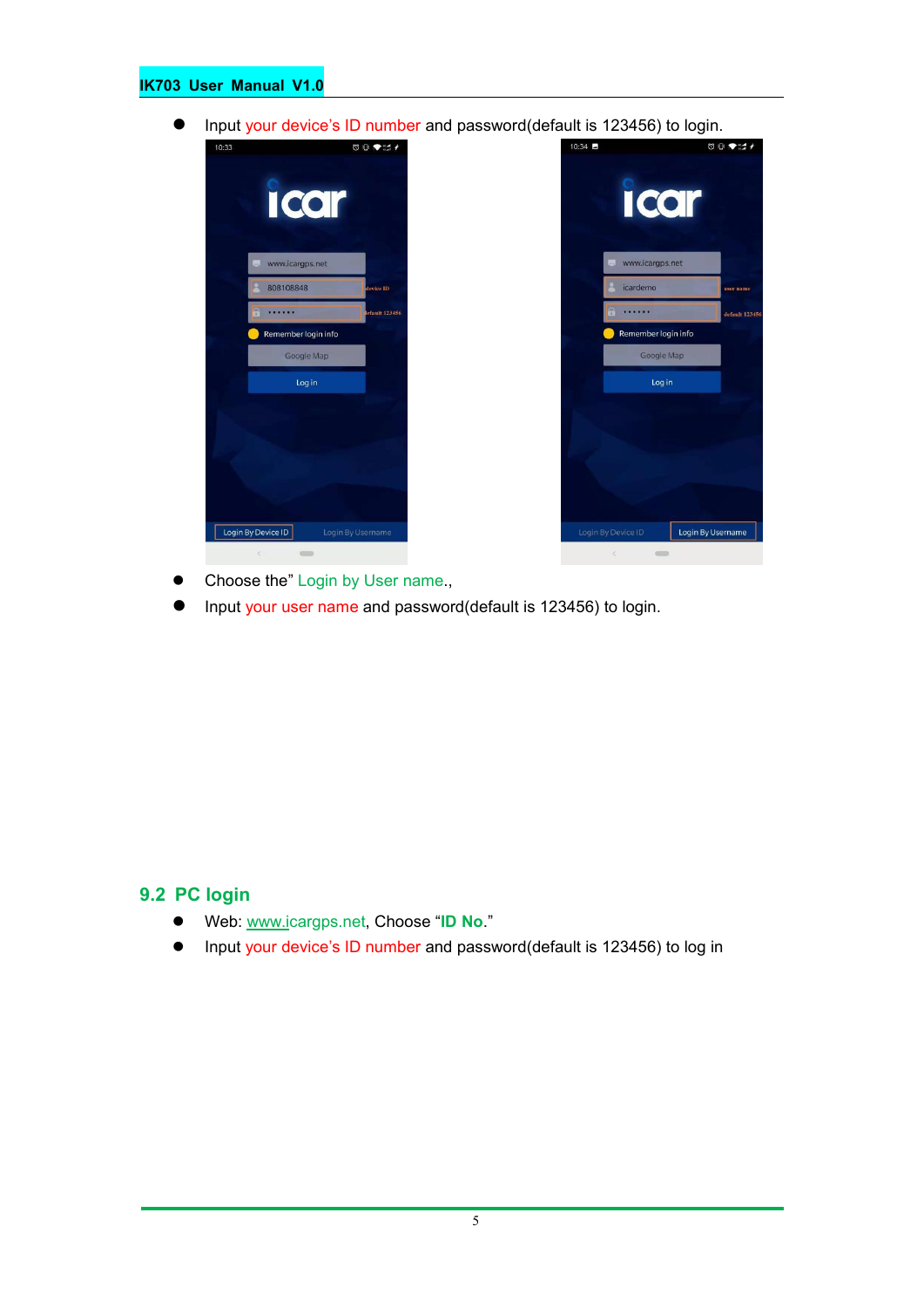- Input your device's ID number and password(default is 123456) to login.
- Choose the" Login by User name.,
- Input your user name and password(default is 123456) to login.

## 9.2 PC login

- Web: www.icargps.net, Choose "**ID No.**"
- Input your device's ID number and password(default is 123456) to log in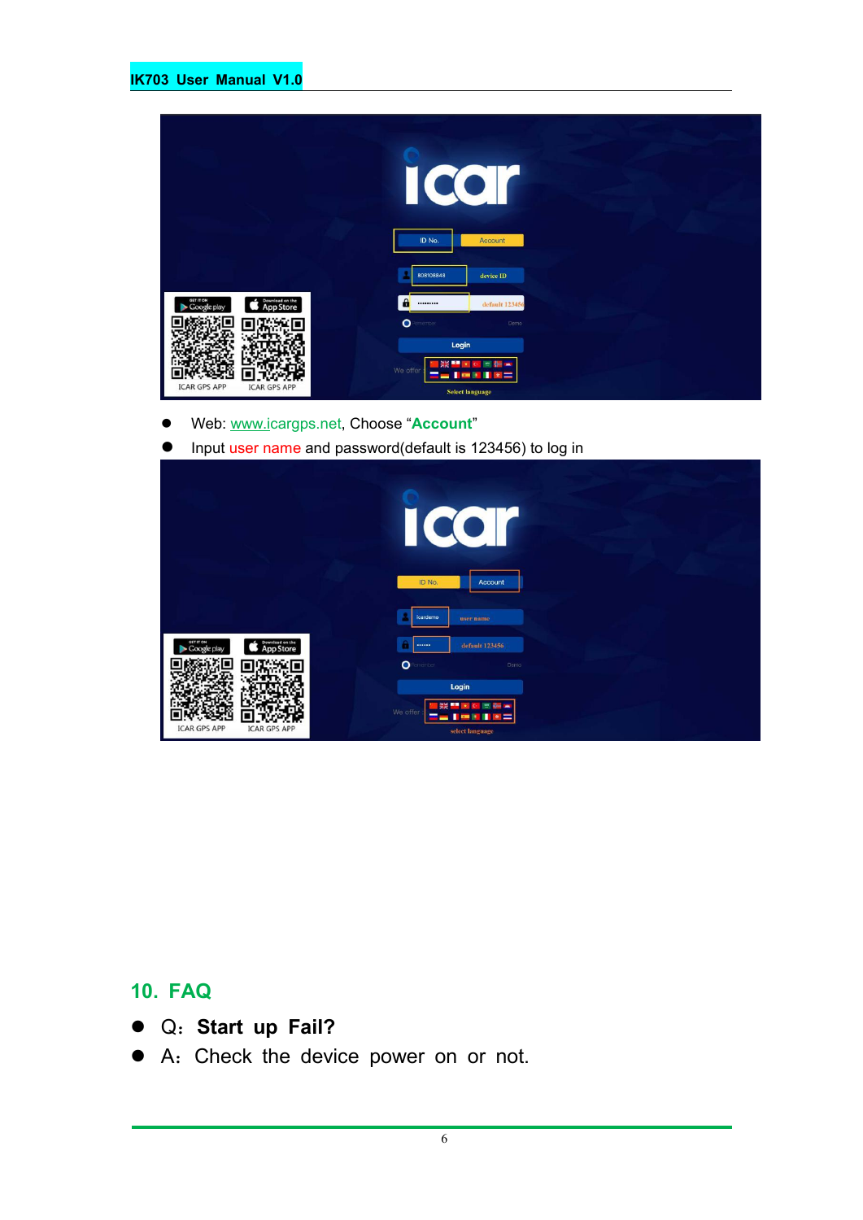- Web: www.icargps.net, Choose "**Account**"
- Input user name and password(default is 123456) to log in

## 10. FAQ

- Q：**Start up Fail?**
- A：Check the device power on or not.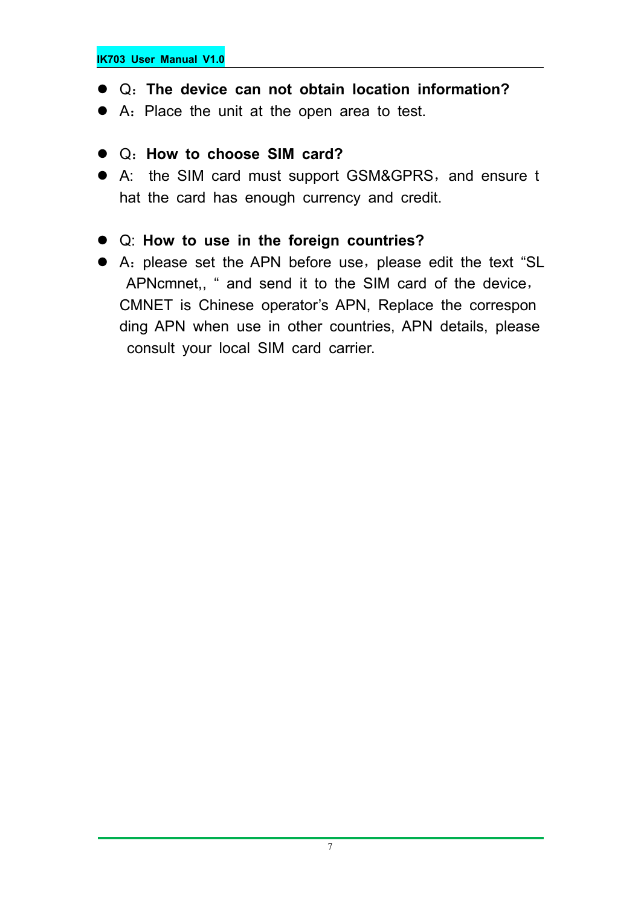- Q：**The device can not obtain location information?**
- A：Place the unit at the open area to test.

- Q：**How to choose SIM card?**
- A: the SIM card must support GSM&GPRS，and ensure that the card has enough currency and credit.

- Q: **How to use in the foreign countries?**
- A：please set the APN before use，please edit the text “SL APNcmnet,, “ and send it to the SIM card of the device，CMNET is Chinese operator’s APN, Replace the corresponding APN when use in other countries, APN details, please consult your local SIM card carrier.